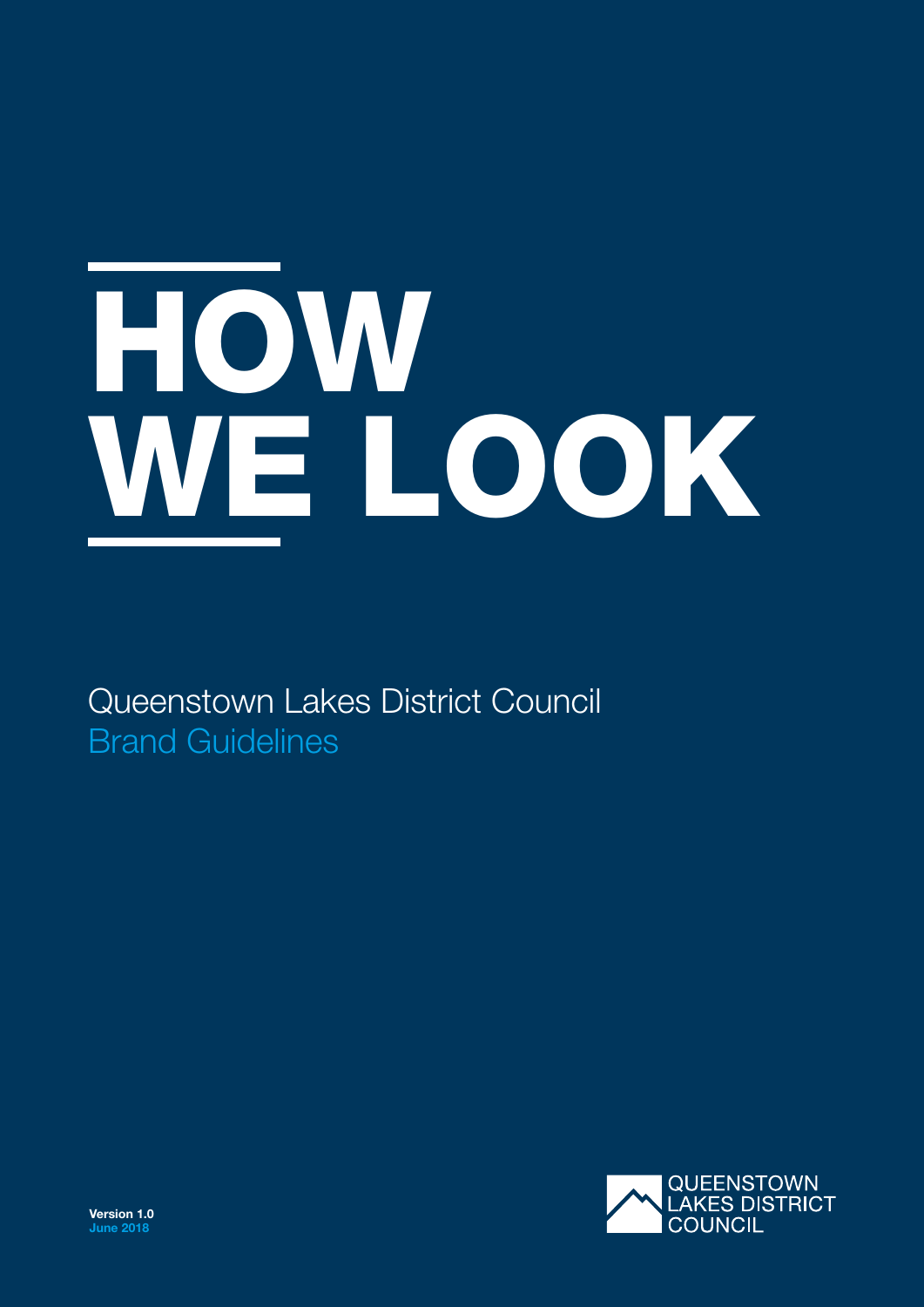# HOW WE LOOK

Queenstown Lakes District Council
Brand Guidelines

QUEENSTOWN LAKES DISTRICT COUNCIL

**Version 1.0**
**June 2018**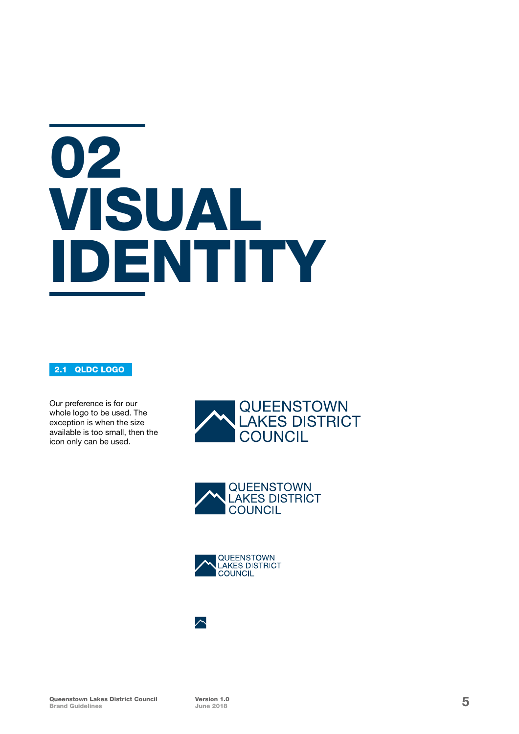# 02 VISUAL IDENTITY

## 2.1 QLDC LOGO

Our preference is for our whole logo to be used. The exception is when the size available is too small, then the icon only can be used.

QUEENSTOWN LAKES DISTRICT COUNCIL

QUEENSTOWN LAKES DISTRICT COUNCIL

QUEENSTOWN LAKES DISTRICT COUNCIL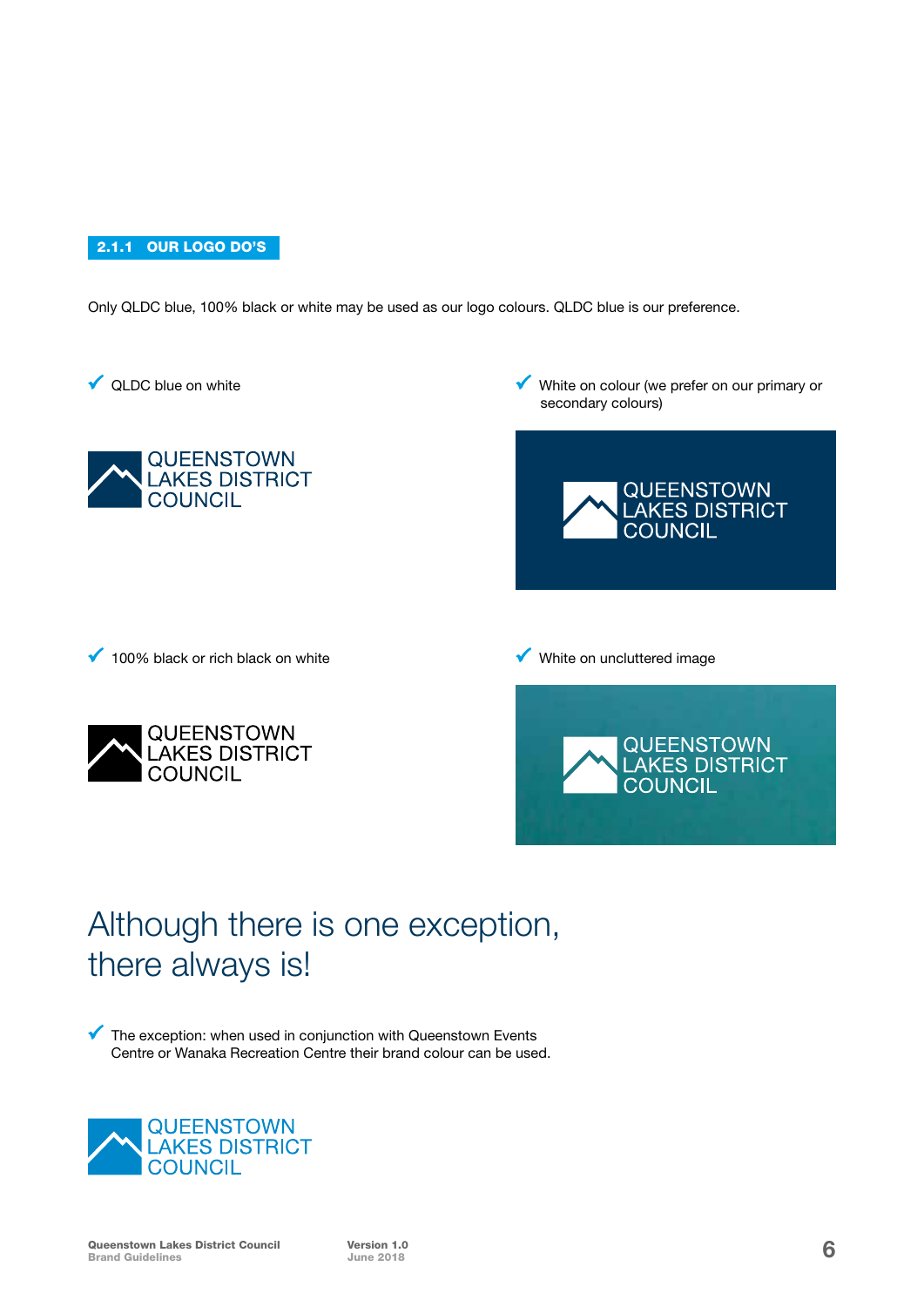## 2.1.1 OUR LOGO DO'S

Only QLDC blue, 100% black or white may be used as our logo colours. QLDC blue is our preference.

✓ QLDC blue on white

QUEENSTOWN LAKES DISTRICT COUNCIL

✓ White on colour (we prefer on our primary or secondary colours)

QUEENSTOWN LAKES DISTRICT COUNCIL

✓ 100% black or rich black on white

QUEENSTOWN LAKES DISTRICT COUNCIL

✓ White on uncluttered image

QUEENSTOWN LAKES DISTRICT COUNCIL

# Although there is one exception, there always is!

✓ The exception: when used in conjunction with Queenstown Events Centre or Wanaka Recreation Centre their brand colour can be used.

QUEENSTOWN LAKES DISTRICT COUNCIL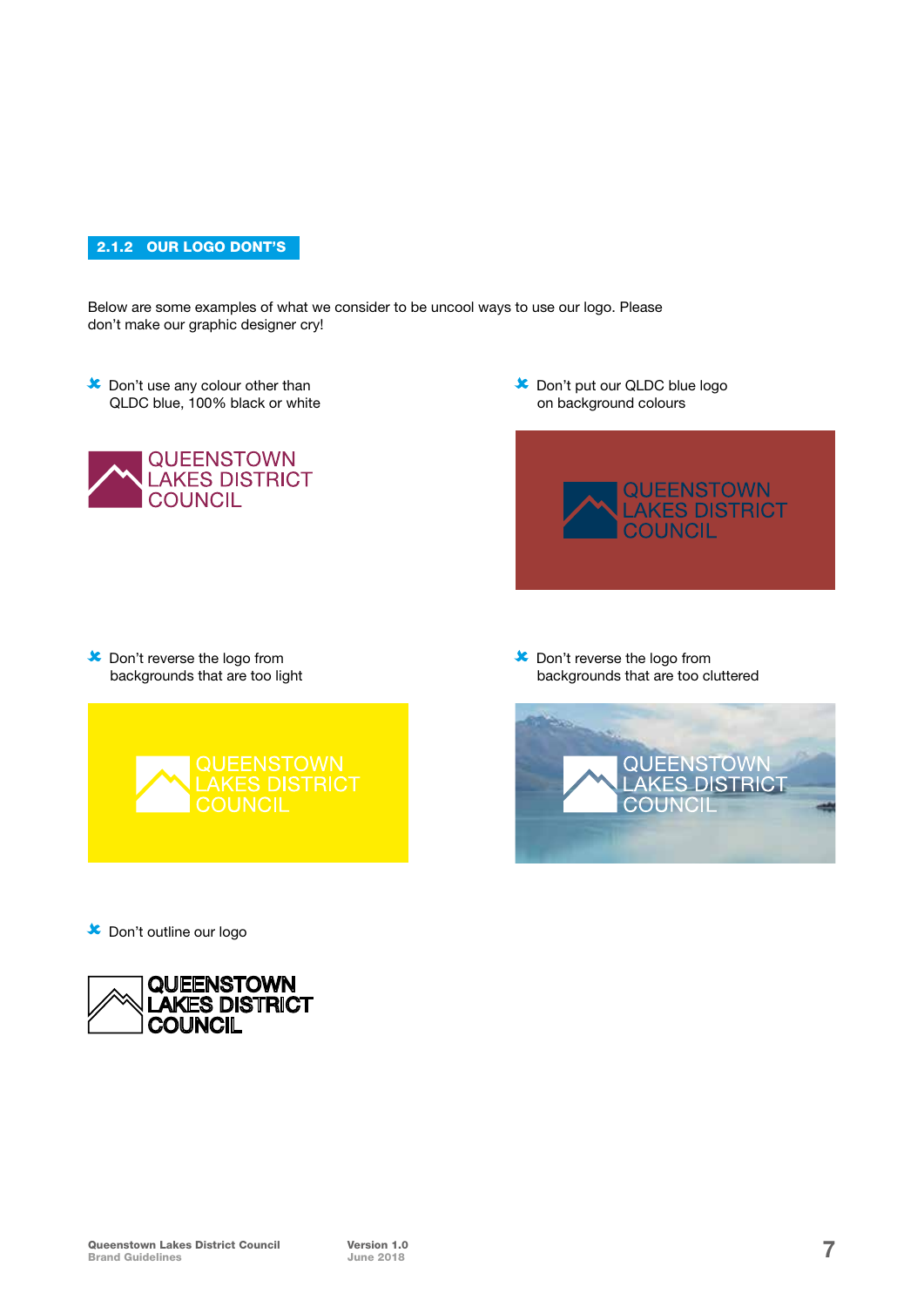## 2.1.2 OUR LOGO DONT'S

Below are some examples of what we consider to be uncool ways to use our logo. Please don't make our graphic designer cry!

- ✗ Don't use any colour other than QLDC blue, 100% black or white

QUEENSTOWN LAKES DISTRICT COUNCIL

- ✗ Don't put our QLDC blue logo on background colours

QUEENSTOWN LAKES DISTRICT COUNCIL

- ✗ Don't reverse the logo from backgrounds that are too light

QUEENSTOWN LAKES DISTRICT COUNCIL

- ✗ Don't reverse the logo from backgrounds that are too cluttered

QUEENSTOWN LAKES DISTRICT COUNCIL

- ✗ Don't outline our logo

QUEENSTOWN LAKES DISTRICT COUNCIL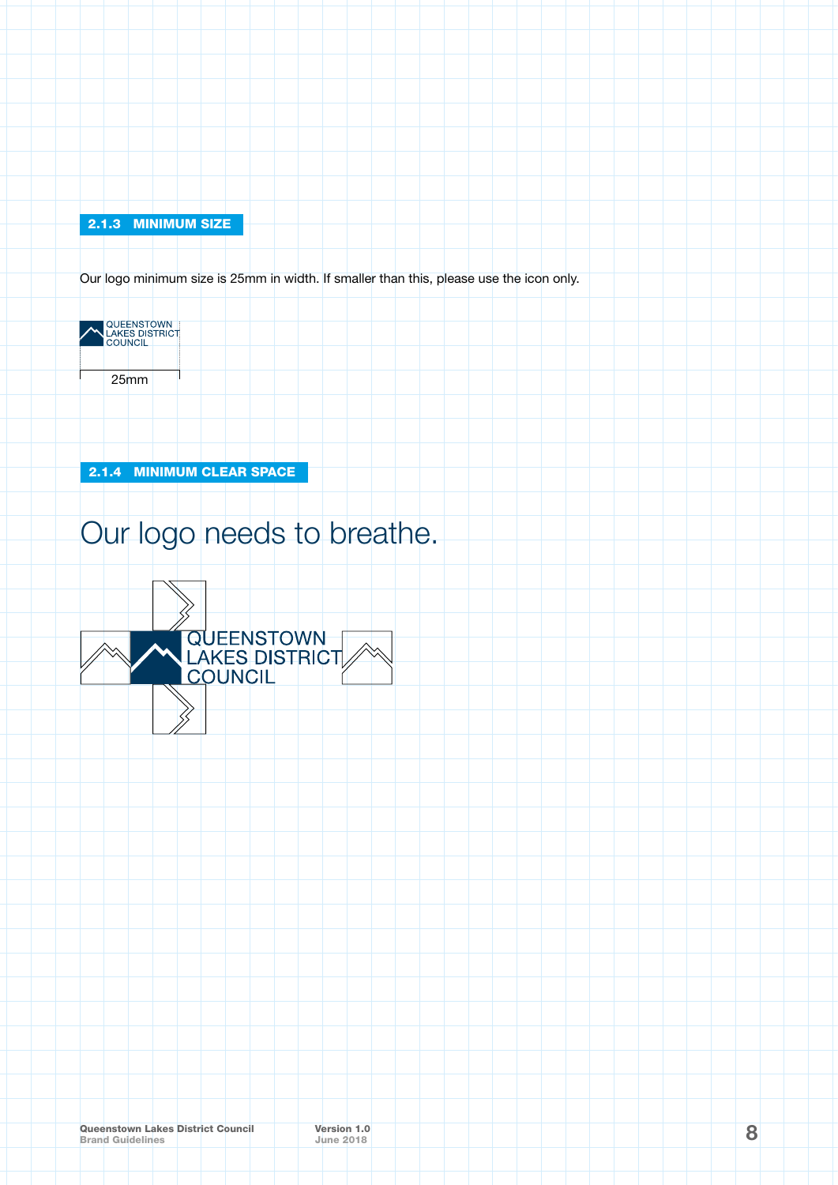## 2.1.3 MINIMUM SIZE

Our logo minimum size is 25mm in width. If smaller than this, please use the icon only.

QUEENSTOWN
LAKES DISTRICT
COUNCIL

25mm

## 2.1.4 MINIMUM CLEAR SPACE

# Our logo needs to breathe.

QUEENSTOWN
LAKES DISTRICT
COUNCIL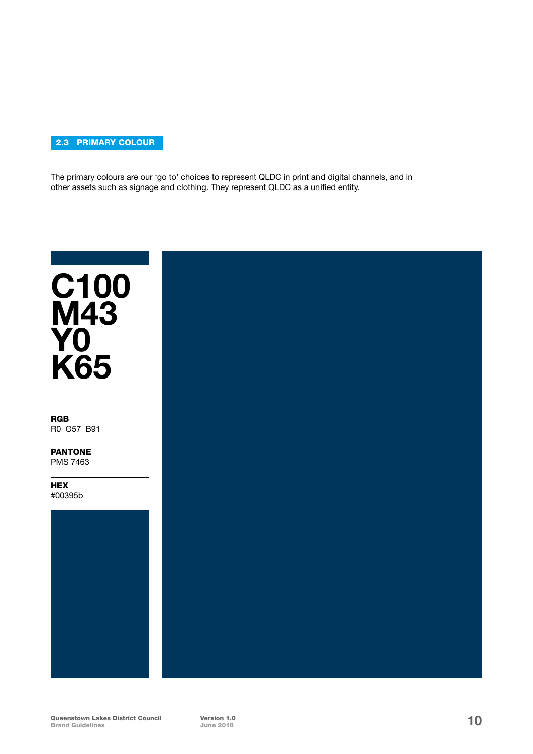## 2.3 PRIMARY COLOUR

The primary colours are our 'go to' choices to represent QLDC in print and digital channels, and in other assets such as signage and clothing. They represent QLDC as a unified entity.

# C100 M43 Y0 K65

**RGB**
R0 G57 B91

**PANTONE**
PMS 7463

**HEX**
#00395b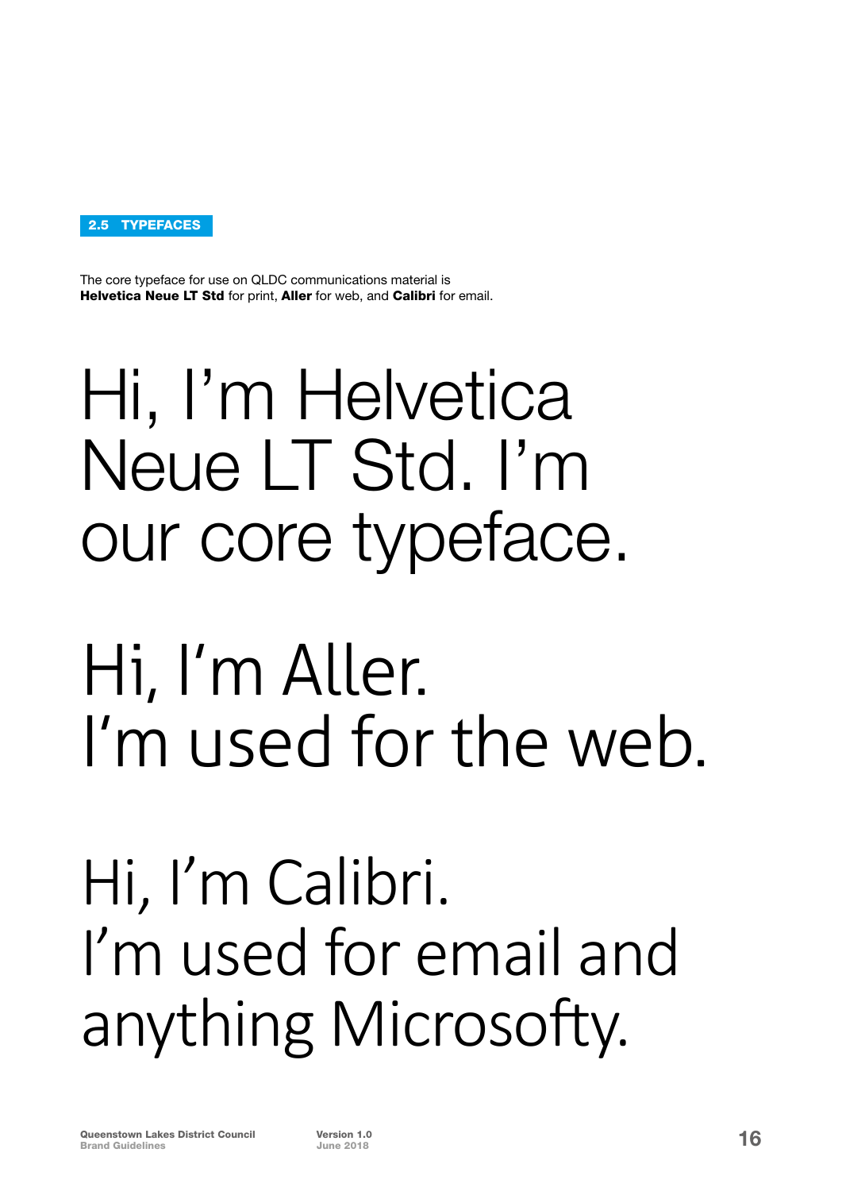## 2.5 TYPEFACES

The core typeface for use on QLDC communications material is **Helvetica Neue LT Std** for print, **Aller** for web, and **Calibri** for email.

Hi, I'm Helvetica Neue LT Std. I'm our core typeface.

Hi, I'm Aller.
I'm used for the web.

Hi, I'm Calibri.
I'm used for email and anything Microsofty.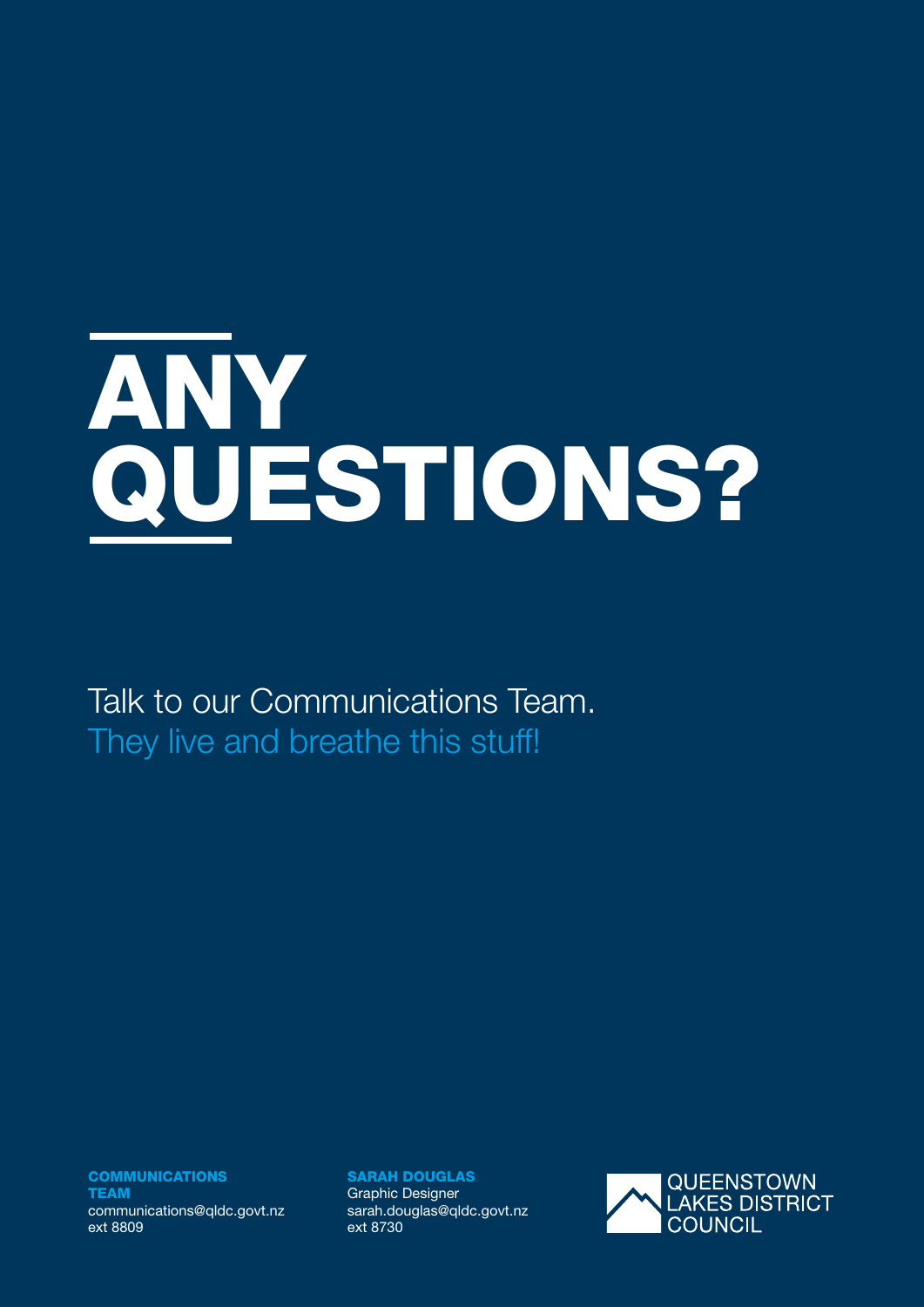# ANY QUESTIONS?

Talk to our Communications Team.
They live and breathe this stuff!

**COMMUNICATIONS TEAM**
communications@qldc.govt.nz
ext 8809

**SARAH DOUGLAS**
Graphic Designer
sarah.douglas@qldc.govt.nz
ext 8730

QUEENSTOWN LAKES DISTRICT COUNCIL